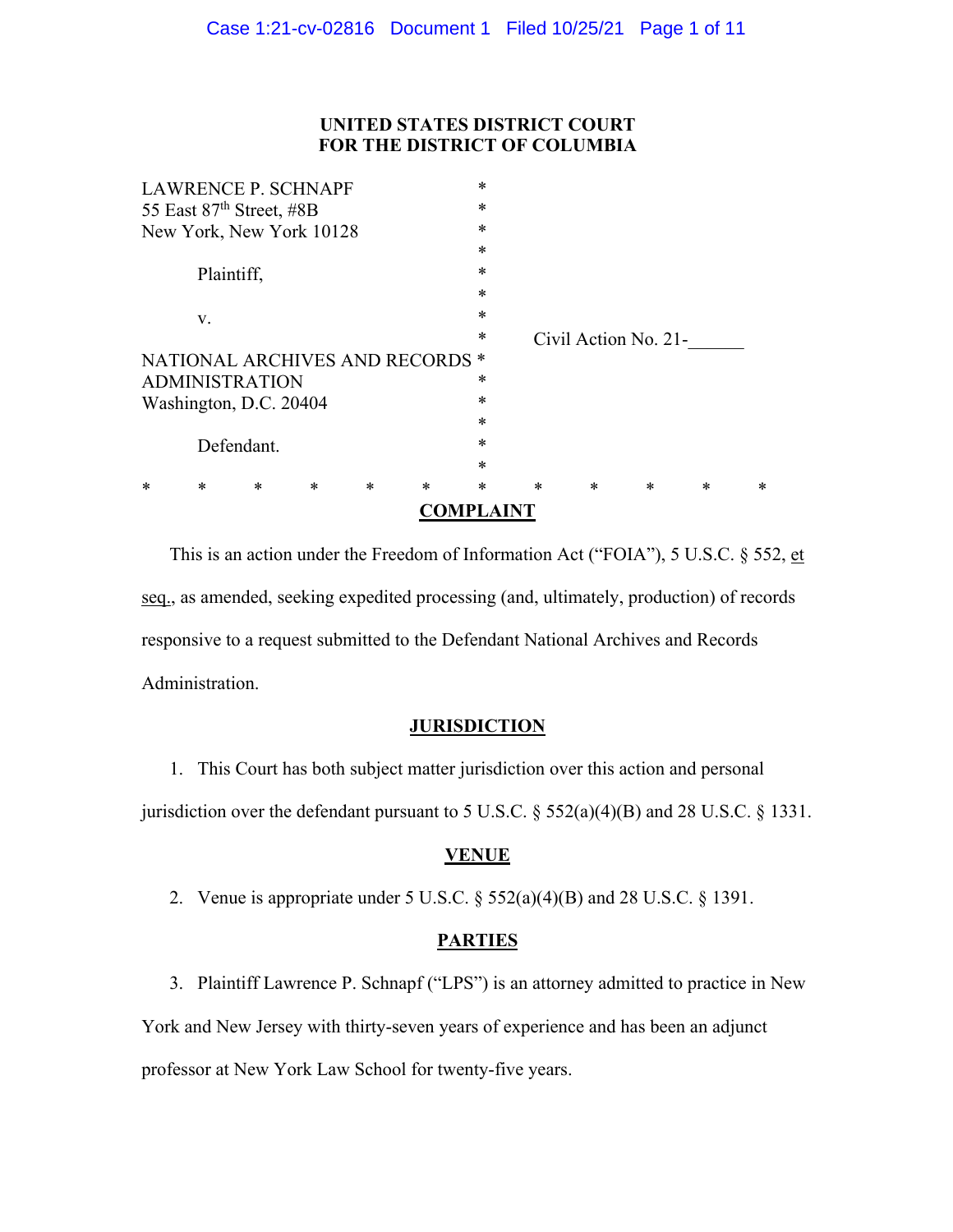**UNITED STATES DISTRICT COURT**
**FOR THE DISTRICT OF COLUMBIA**

| | | |
|---|---|---|
| LAWRENCE P. SCHNAPF | * | |
| 55 East 87th Street, #8B | * | |
| New York, New York 10128 | * | |
| | * | |
| Plaintiff, | * | |
| | * | |
| v. | * | |
| | * | Civil Action No. 21-______ |
| NATIONAL ARCHIVES AND RECORDS | * | |
| ADMINISTRATION | * | |
| Washington, D.C. 20404 | * | |
| | * | |
| Defendant. | * | |
| | * | |

\* \* \* \* \* \* \* \* \* \* \* \*

## COMPLAINT

This is an action under the Freedom of Information Act ("FOIA"), 5 U.S.C. § 552, et seq., as amended, seeking expedited processing (and, ultimately, production) of records responsive to a request submitted to the Defendant National Archives and Records Administration.

## JURISDICTION

1. This Court has both subject matter jurisdiction over this action and personal jurisdiction over the defendant pursuant to 5 U.S.C. § 552(a)(4)(B) and 28 U.S.C. § 1331.

## VENUE

2. Venue is appropriate under 5 U.S.C. § 552(a)(4)(B) and 28 U.S.C. § 1391.

## PARTIES

3. Plaintiff Lawrence P. Schnapf ("LPS") is an attorney admitted to practice in New York and New Jersey with thirty-seven years of experience and has been an adjunct professor at New York Law School for twenty-five years.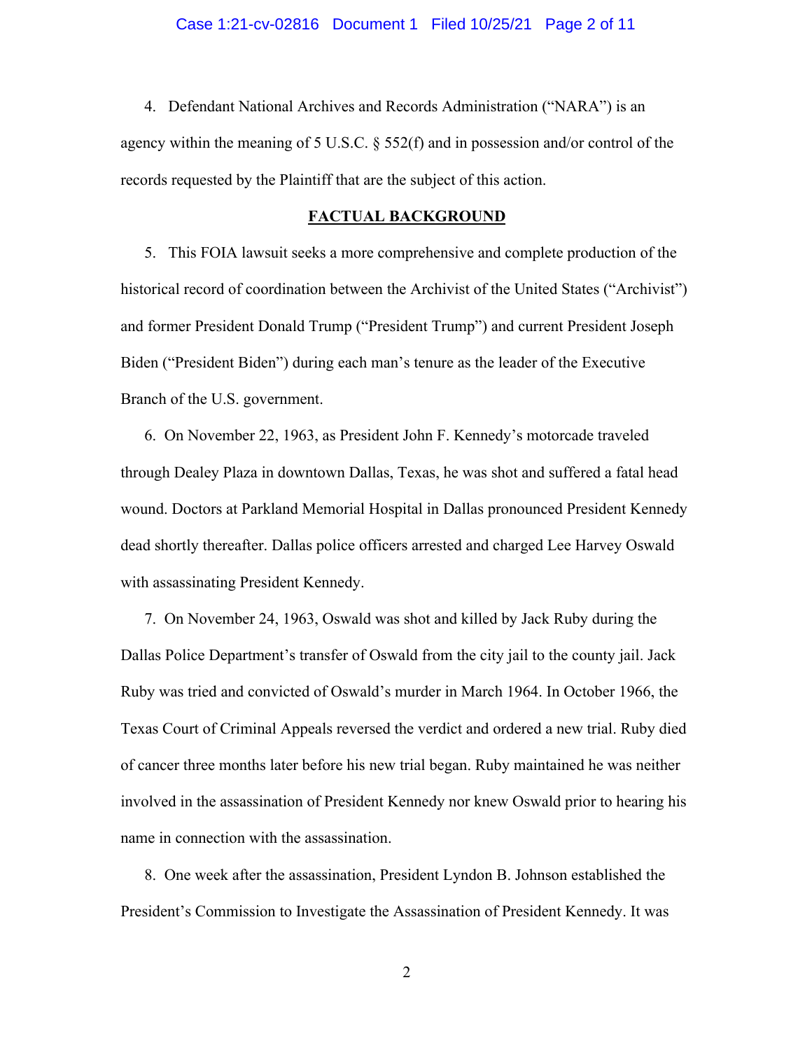4. Defendant National Archives and Records Administration ("NARA") is an agency within the meaning of 5 U.S.C. § 552(f) and in possession and/or control of the records requested by the Plaintiff that are the subject of this action.

## FACTUAL BACKGROUND

5. This FOIA lawsuit seeks a more comprehensive and complete production of the historical record of coordination between the Archivist of the United States ("Archivist") and former President Donald Trump ("President Trump") and current President Joseph Biden ("President Biden") during each man's tenure as the leader of the Executive Branch of the U.S. government.

6. On November 22, 1963, as President John F. Kennedy's motorcade traveled through Dealey Plaza in downtown Dallas, Texas, he was shot and suffered a fatal head wound. Doctors at Parkland Memorial Hospital in Dallas pronounced President Kennedy dead shortly thereafter. Dallas police officers arrested and charged Lee Harvey Oswald with assassinating President Kennedy.

7. On November 24, 1963, Oswald was shot and killed by Jack Ruby during the Dallas Police Department's transfer of Oswald from the city jail to the county jail. Jack Ruby was tried and convicted of Oswald's murder in March 1964. In October 1966, the Texas Court of Criminal Appeals reversed the verdict and ordered a new trial. Ruby died of cancer three months later before his new trial began. Ruby maintained he was neither involved in the assassination of President Kennedy nor knew Oswald prior to hearing his name in connection with the assassination.

8. One week after the assassination, President Lyndon B. Johnson established the President's Commission to Investigate the Assassination of President Kennedy. It was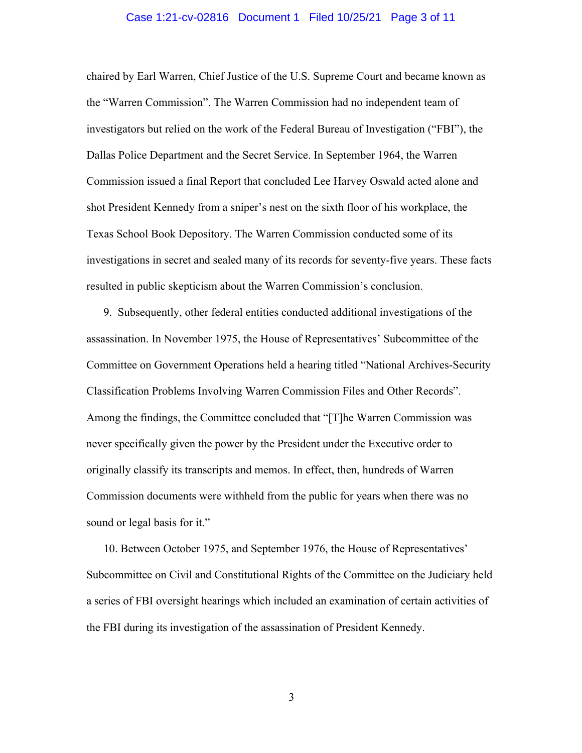chaired by Earl Warren, Chief Justice of the U.S. Supreme Court and became known as the "Warren Commission". The Warren Commission had no independent team of investigators but relied on the work of the Federal Bureau of Investigation ("FBI"), the Dallas Police Department and the Secret Service. In September 1964, the Warren Commission issued a final Report that concluded Lee Harvey Oswald acted alone and shot President Kennedy from a sniper's nest on the sixth floor of his workplace, the Texas School Book Depository. The Warren Commission conducted some of its investigations in secret and sealed many of its records for seventy-five years. These facts resulted in public skepticism about the Warren Commission's conclusion.

9. Subsequently, other federal entities conducted additional investigations of the assassination. In November 1975, the House of Representatives' Subcommittee of the Committee on Government Operations held a hearing titled "National Archives-Security Classification Problems Involving Warren Commission Files and Other Records". Among the findings, the Committee concluded that "[T]he Warren Commission was never specifically given the power by the President under the Executive order to originally classify its transcripts and memos. In effect, then, hundreds of Warren Commission documents were withheld from the public for years when there was no sound or legal basis for it."

10. Between October 1975, and September 1976, the House of Representatives' Subcommittee on Civil and Constitutional Rights of the Committee on the Judiciary held a series of FBI oversight hearings which included an examination of certain activities of the FBI during its investigation of the assassination of President Kennedy.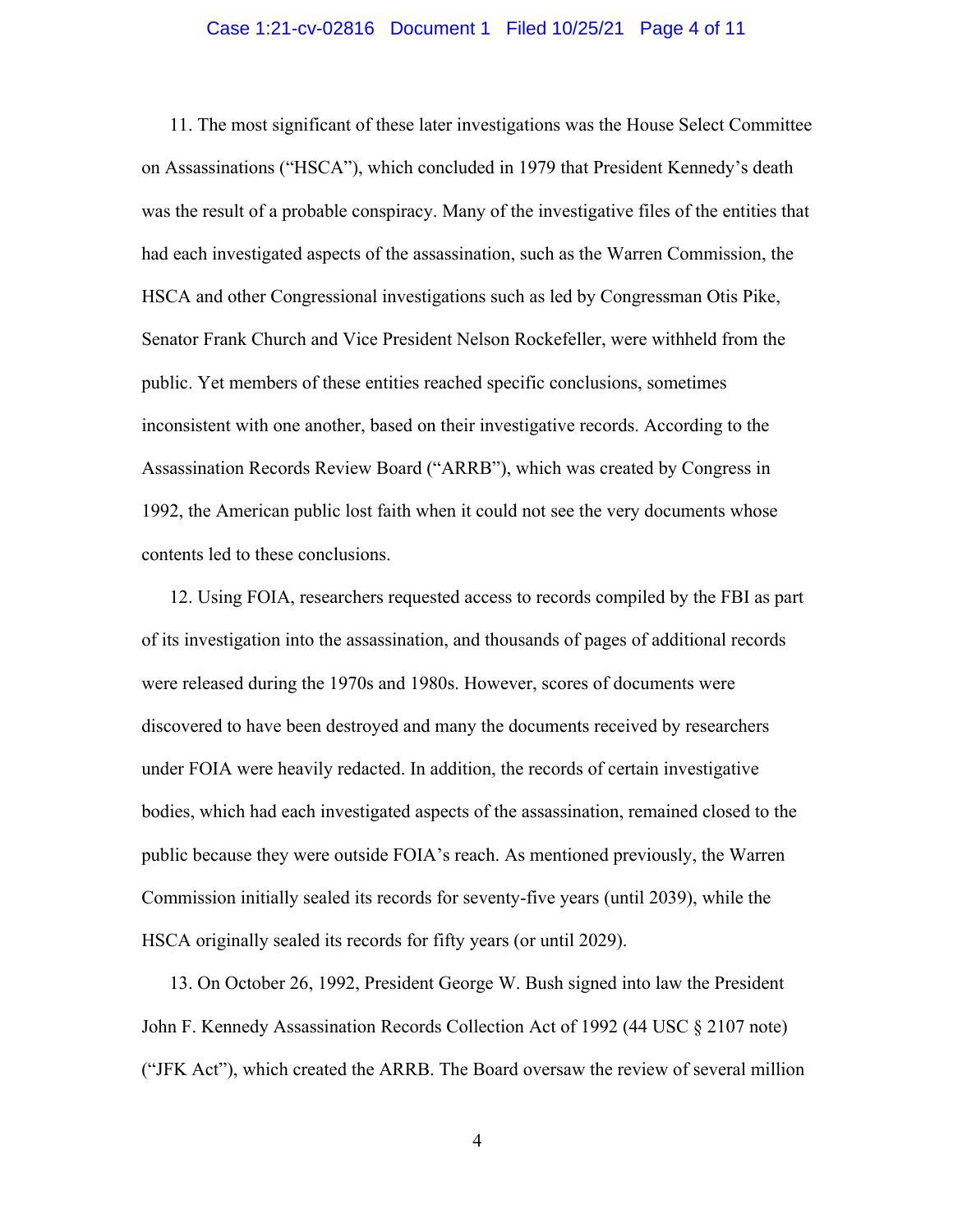11. The most significant of these later investigations was the House Select Committee on Assassinations ("HSCA"), which concluded in 1979 that President Kennedy's death was the result of a probable conspiracy. Many of the investigative files of the entities that had each investigated aspects of the assassination, such as the Warren Commission, the HSCA and other Congressional investigations such as led by Congressman Otis Pike, Senator Frank Church and Vice President Nelson Rockefeller, were withheld from the public. Yet members of these entities reached specific conclusions, sometimes inconsistent with one another, based on their investigative records. According to the Assassination Records Review Board ("ARRB"), which was created by Congress in 1992, the American public lost faith when it could not see the very documents whose contents led to these conclusions.

12. Using FOIA, researchers requested access to records compiled by the FBI as part of its investigation into the assassination, and thousands of pages of additional records were released during the 1970s and 1980s. However, scores of documents were discovered to have been destroyed and many the documents received by researchers under FOIA were heavily redacted. In addition, the records of certain investigative bodies, which had each investigated aspects of the assassination, remained closed to the public because they were outside FOIA's reach. As mentioned previously, the Warren Commission initially sealed its records for seventy-five years (until 2039), while the HSCA originally sealed its records for fifty years (or until 2029).

13. On October 26, 1992, President George W. Bush signed into law the President John F. Kennedy Assassination Records Collection Act of 1992 (44 USC § 2107 note) ("JFK Act"), which created the ARRB. The Board oversaw the review of several million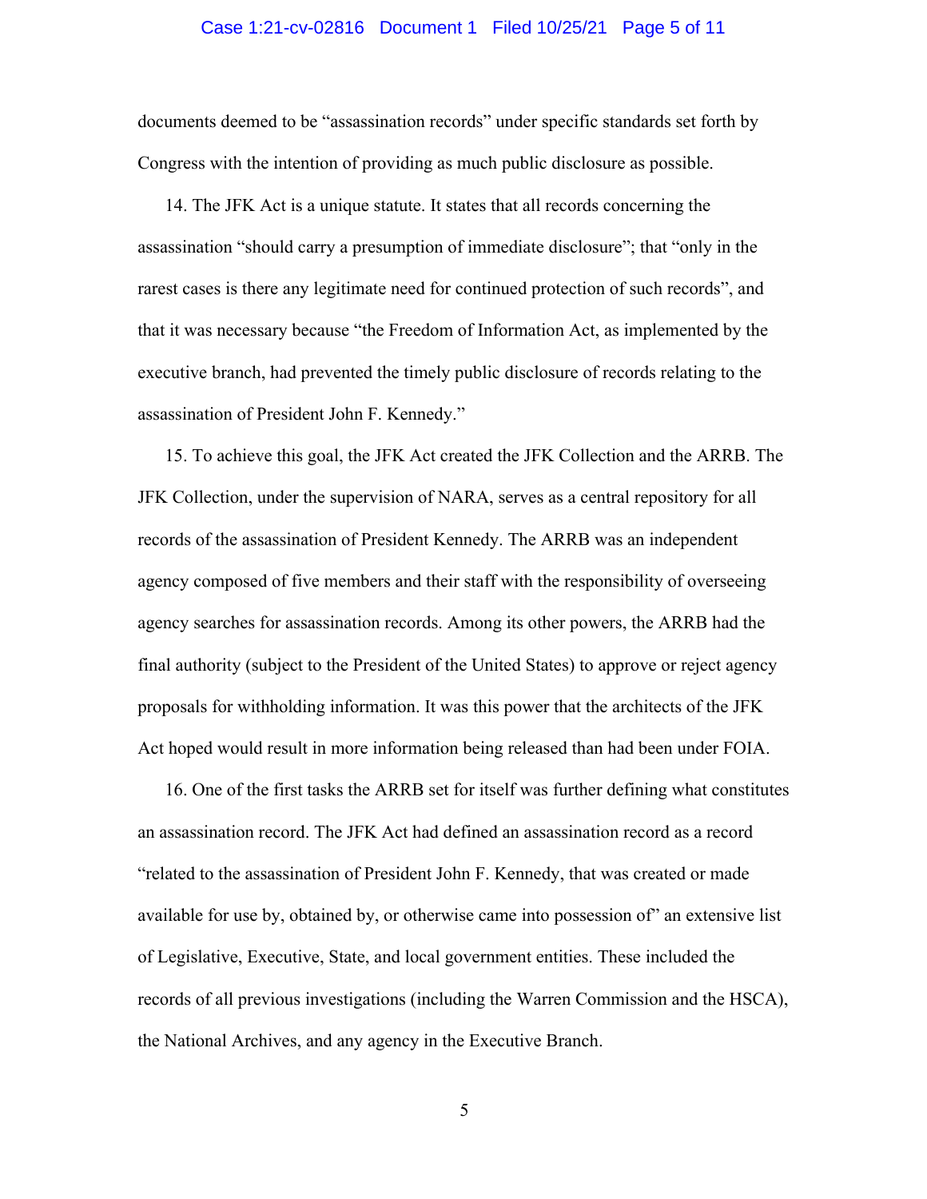documents deemed to be "assassination records" under specific standards set forth by Congress with the intention of providing as much public disclosure as possible.

14. The JFK Act is a unique statute. It states that all records concerning the assassination "should carry a presumption of immediate disclosure"; that "only in the rarest cases is there any legitimate need for continued protection of such records", and that it was necessary because "the Freedom of Information Act, as implemented by the executive branch, had prevented the timely public disclosure of records relating to the assassination of President John F. Kennedy."

15. To achieve this goal, the JFK Act created the JFK Collection and the ARRB. The JFK Collection, under the supervision of NARA, serves as a central repository for all records of the assassination of President Kennedy. The ARRB was an independent agency composed of five members and their staff with the responsibility of overseeing agency searches for assassination records. Among its other powers, the ARRB had the final authority (subject to the President of the United States) to approve or reject agency proposals for withholding information. It was this power that the architects of the JFK Act hoped would result in more information being released than had been under FOIA.

16. One of the first tasks the ARRB set for itself was further defining what constitutes an assassination record. The JFK Act had defined an assassination record as a record "related to the assassination of President John F. Kennedy, that was created or made available for use by, obtained by, or otherwise came into possession of" an extensive list of Legislative, Executive, State, and local government entities. These included the records of all previous investigations (including the Warren Commission and the HSCA), the National Archives, and any agency in the Executive Branch.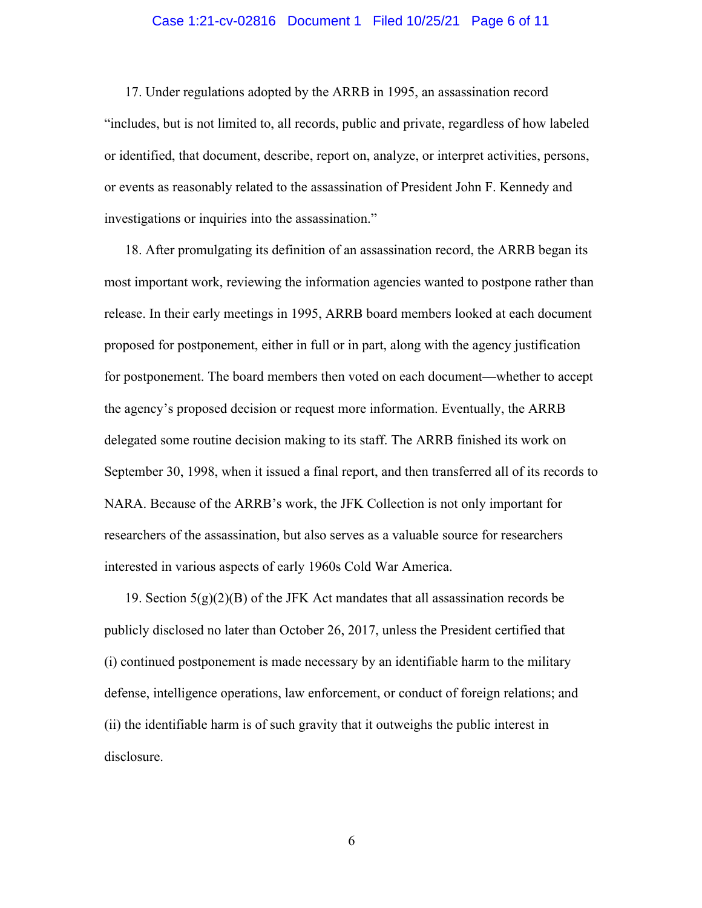17. Under regulations adopted by the ARRB in 1995, an assassination record "includes, but is not limited to, all records, public and private, regardless of how labeled or identified, that document, describe, report on, analyze, or interpret activities, persons, or events as reasonably related to the assassination of President John F. Kennedy and investigations or inquiries into the assassination."

18. After promulgating its definition of an assassination record, the ARRB began its most important work, reviewing the information agencies wanted to postpone rather than release. In their early meetings in 1995, ARRB board members looked at each document proposed for postponement, either in full or in part, along with the agency justification for postponement. The board members then voted on each document—whether to accept the agency's proposed decision or request more information. Eventually, the ARRB delegated some routine decision making to its staff. The ARRB finished its work on September 30, 1998, when it issued a final report, and then transferred all of its records to NARA. Because of the ARRB's work, the JFK Collection is not only important for researchers of the assassination, but also serves as a valuable source for researchers interested in various aspects of early 1960s Cold War America.

19. Section 5(g)(2)(B) of the JFK Act mandates that all assassination records be publicly disclosed no later than October 26, 2017, unless the President certified that (i) continued postponement is made necessary by an identifiable harm to the military defense, intelligence operations, law enforcement, or conduct of foreign relations; and (ii) the identifiable harm is of such gravity that it outweighs the public interest in disclosure.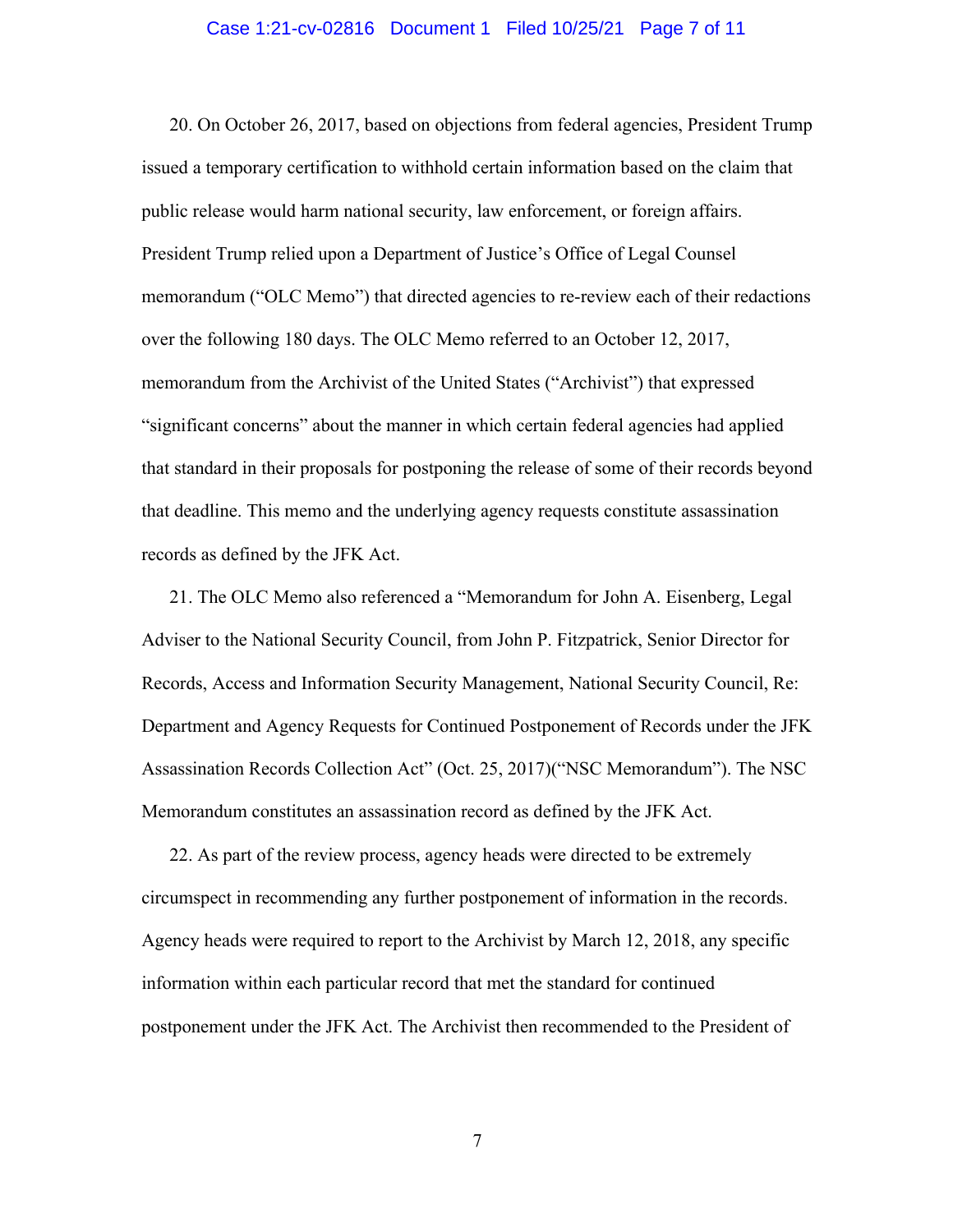20. On October 26, 2017, based on objections from federal agencies, President Trump issued a temporary certification to withhold certain information based on the claim that public release would harm national security, law enforcement, or foreign affairs. President Trump relied upon a Department of Justice's Office of Legal Counsel memorandum ("OLC Memo") that directed agencies to re-review each of their redactions over the following 180 days. The OLC Memo referred to an October 12, 2017, memorandum from the Archivist of the United States ("Archivist") that expressed "significant concerns" about the manner in which certain federal agencies had applied that standard in their proposals for postponing the release of some of their records beyond that deadline. This memo and the underlying agency requests constitute assassination records as defined by the JFK Act.

21. The OLC Memo also referenced a "Memorandum for John A. Eisenberg, Legal Adviser to the National Security Council, from John P. Fitzpatrick, Senior Director for Records, Access and Information Security Management, National Security Council, Re: Department and Agency Requests for Continued Postponement of Records under the JFK Assassination Records Collection Act" (Oct. 25, 2017)("NSC Memorandum"). The NSC Memorandum constitutes an assassination record as defined by the JFK Act.

22. As part of the review process, agency heads were directed to be extremely circumspect in recommending any further postponement of information in the records. Agency heads were required to report to the Archivist by March 12, 2018, any specific information within each particular record that met the standard for continued postponement under the JFK Act. The Archivist then recommended to the President of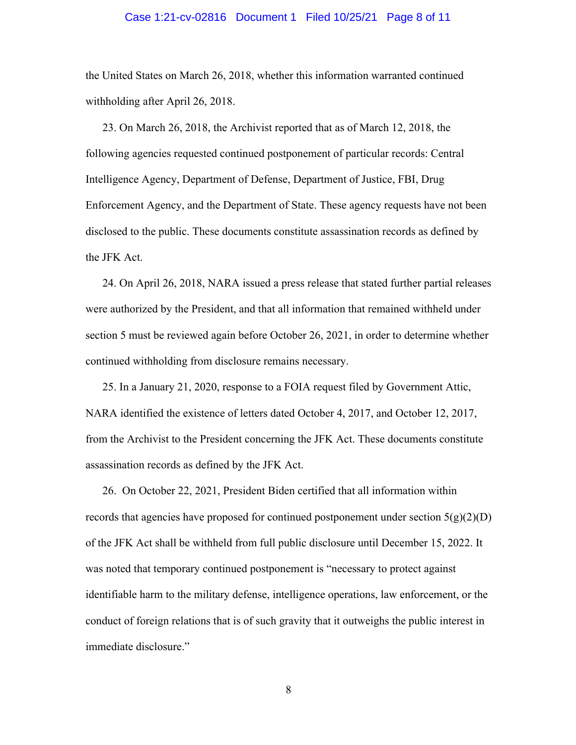the United States on March 26, 2018, whether this information warranted continued withholding after April 26, 2018.

23. On March 26, 2018, the Archivist reported that as of March 12, 2018, the following agencies requested continued postponement of particular records: Central Intelligence Agency, Department of Defense, Department of Justice, FBI, Drug Enforcement Agency, and the Department of State. These agency requests have not been disclosed to the public. These documents constitute assassination records as defined by the JFK Act.

24. On April 26, 2018, NARA issued a press release that stated further partial releases were authorized by the President, and that all information that remained withheld under section 5 must be reviewed again before October 26, 2021, in order to determine whether continued withholding from disclosure remains necessary.

25. In a January 21, 2020, response to a FOIA request filed by Government Attic, NARA identified the existence of letters dated October 4, 2017, and October 12, 2017, from the Archivist to the President concerning the JFK Act. These documents constitute assassination records as defined by the JFK Act.

26. On October 22, 2021, President Biden certified that all information within records that agencies have proposed for continued postponement under section 5(g)(2)(D) of the JFK Act shall be withheld from full public disclosure until December 15, 2022. It was noted that temporary continued postponement is "necessary to protect against identifiable harm to the military defense, intelligence operations, law enforcement, or the conduct of foreign relations that is of such gravity that it outweighs the public interest in immediate disclosure."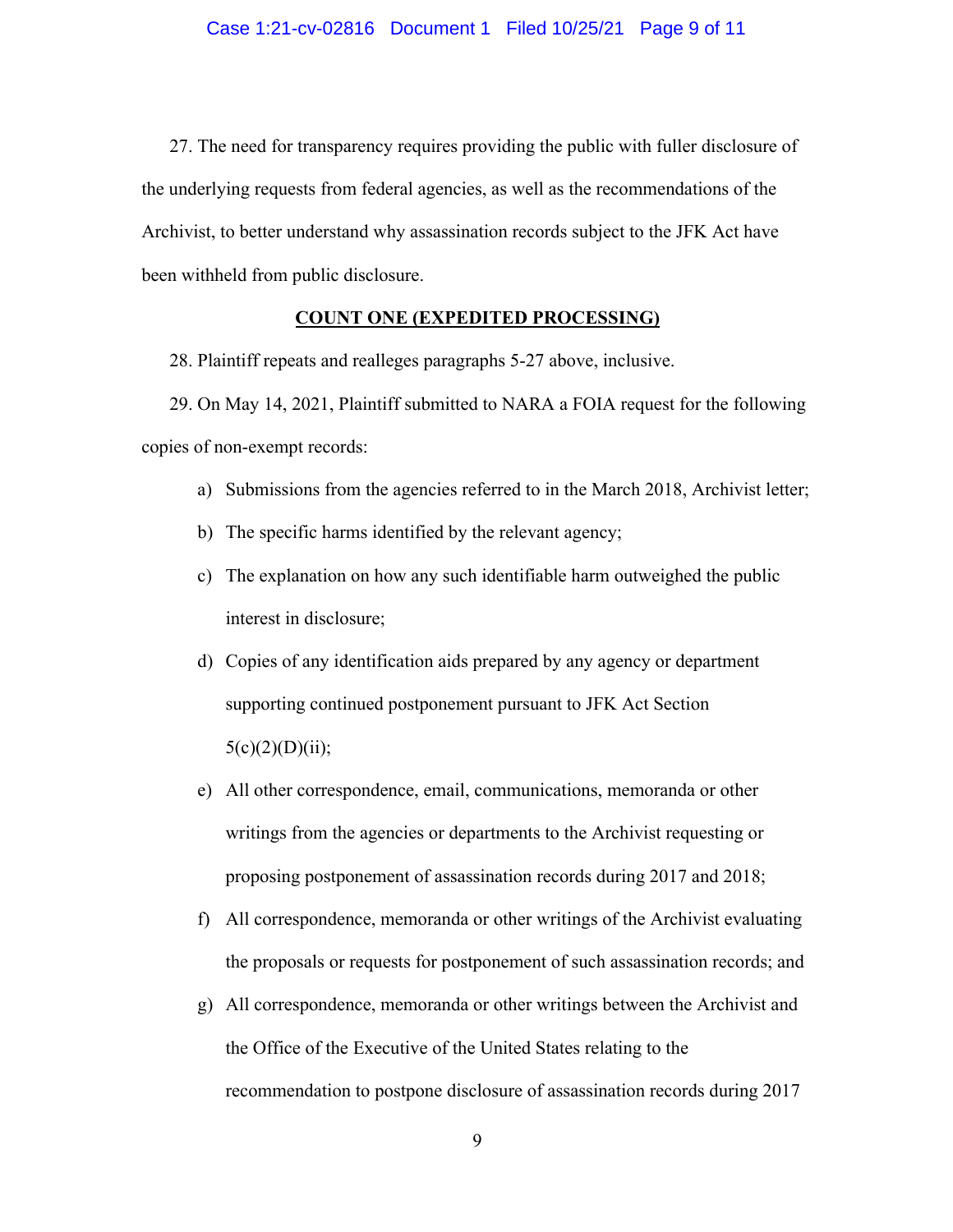27. The need for transparency requires providing the public with fuller disclosure of the underlying requests from federal agencies, as well as the recommendations of the Archivist, to better understand why assassination records subject to the JFK Act have been withheld from public disclosure.

**COUNT ONE (EXPEDITED PROCESSING)**

28. Plaintiff repeats and realleges paragraphs 5-27 above, inclusive.

29. On May 14, 2021, Plaintiff submitted to NARA a FOIA request for the following copies of non-exempt records:

a) Submissions from the agencies referred to in the March 2018, Archivist letter;

b) The specific harms identified by the relevant agency;

c) The explanation on how any such identifiable harm outweighed the public interest in disclosure;

d) Copies of any identification aids prepared by any agency or department supporting continued postponement pursuant to JFK Act Section 5(c)(2)(D)(ii);

e) All other correspondence, email, communications, memoranda or other writings from the agencies or departments to the Archivist requesting or proposing postponement of assassination records during 2017 and 2018;

f) All correspondence, memoranda or other writings of the Archivist evaluating the proposals or requests for postponement of such assassination records; and

g) All correspondence, memoranda or other writings between the Archivist and the Office of the Executive of the United States relating to the recommendation to postpone disclosure of assassination records during 2017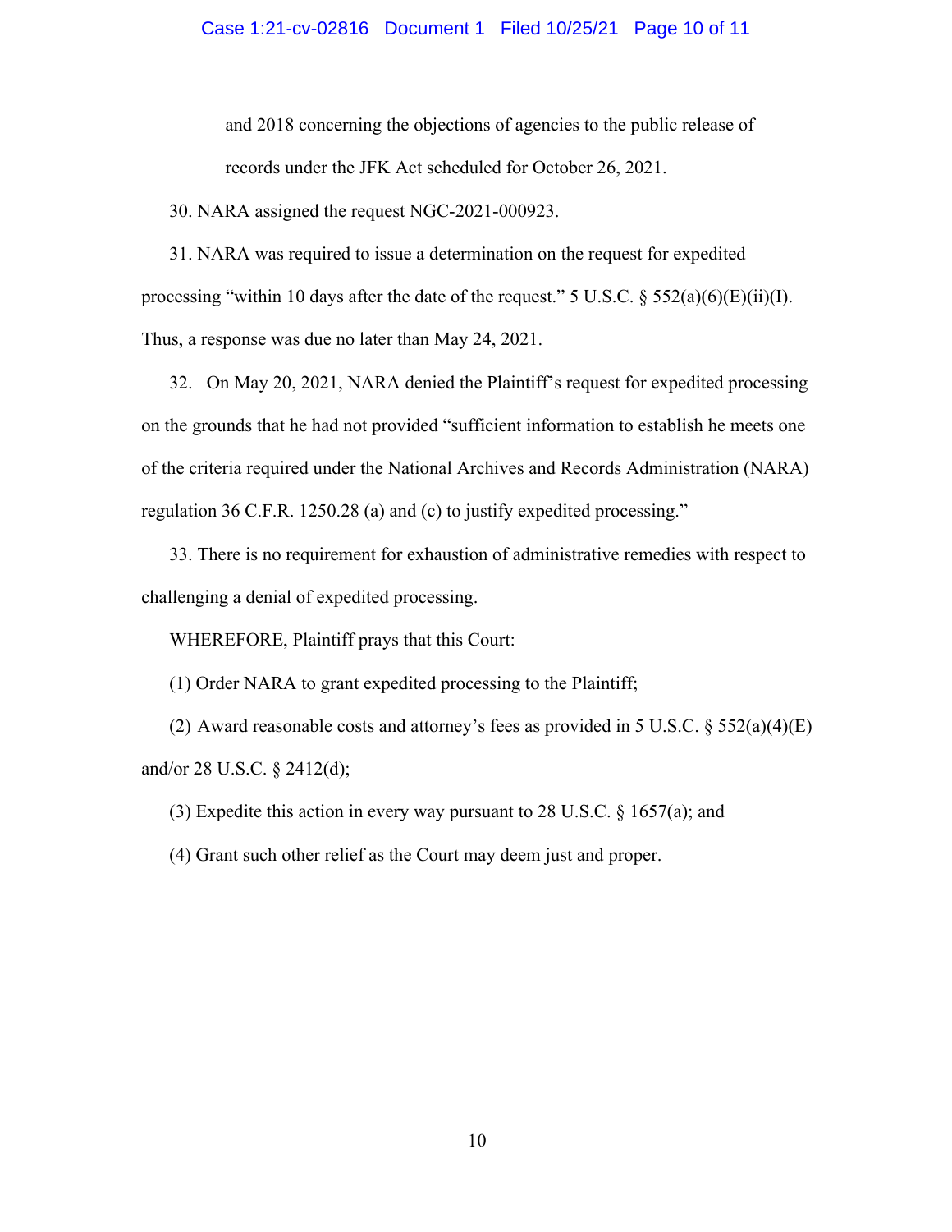and 2018 concerning the objections of agencies to the public release of records under the JFK Act scheduled for October 26, 2021.

30. NARA assigned the request NGC-2021-000923.

31. NARA was required to issue a determination on the request for expedited processing "within 10 days after the date of the request." 5 U.S.C. § 552(a)(6)(E)(ii)(I). Thus, a response was due no later than May 24, 2021.

32. On May 20, 2021, NARA denied the Plaintiff's request for expedited processing on the grounds that he had not provided "sufficient information to establish he meets one of the criteria required under the National Archives and Records Administration (NARA) regulation 36 C.F.R. 1250.28 (a) and (c) to justify expedited processing."

33. There is no requirement for exhaustion of administrative remedies with respect to challenging a denial of expedited processing.

WHEREFORE, Plaintiff prays that this Court:

(1) Order NARA to grant expedited processing to the Plaintiff;

(2) Award reasonable costs and attorney's fees as provided in 5 U.S.C. § 552(a)(4)(E) and/or 28 U.S.C. § 2412(d);

(3) Expedite this action in every way pursuant to 28 U.S.C. § 1657(a); and

(4) Grant such other relief as the Court may deem just and proper.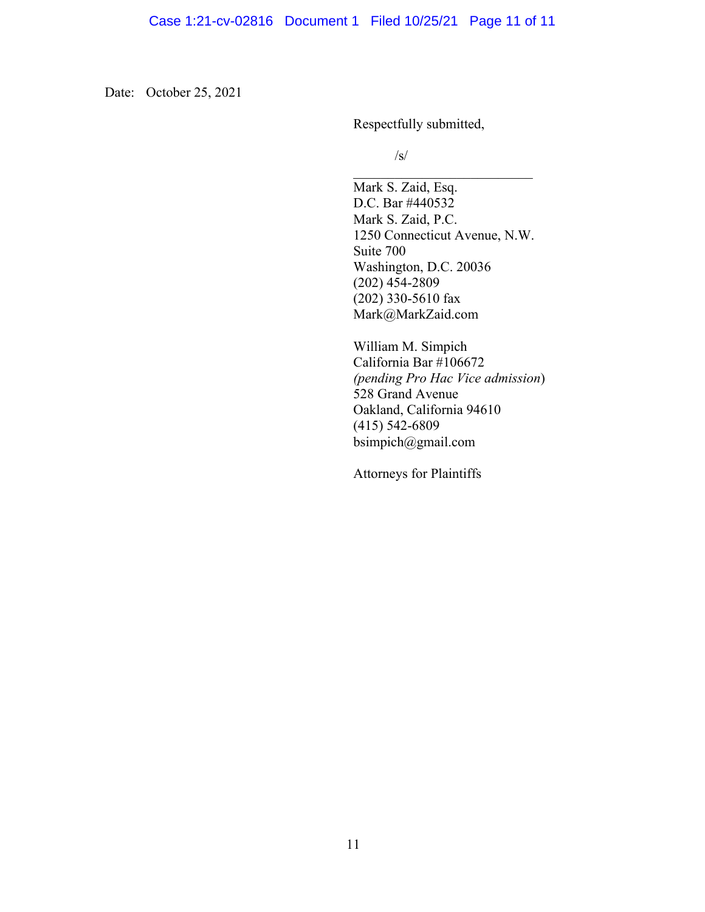Date: October 25, 2021

Respectfully submitted,

/s/
\_\_\_\_\_\_\_\_\_\_\_\_\_\_\_\_\_\_\_\_\_\_\_\_\_\_

Mark S. Zaid, Esq.
D.C. Bar #440532
Mark S. Zaid, P.C.
1250 Connecticut Avenue, N.W.
Suite 700
Washington, D.C. 20036
(202) 454-2809
(202) 330-5610 fax
Mark@MarkZaid.com

William M. Simpich
California Bar #106672
*(pending Pro Hac Vice admission)*
528 Grand Avenue
Oakland, California 94610
(415) 542-6809
bsimpich@gmail.com

Attorneys for Plaintiffs